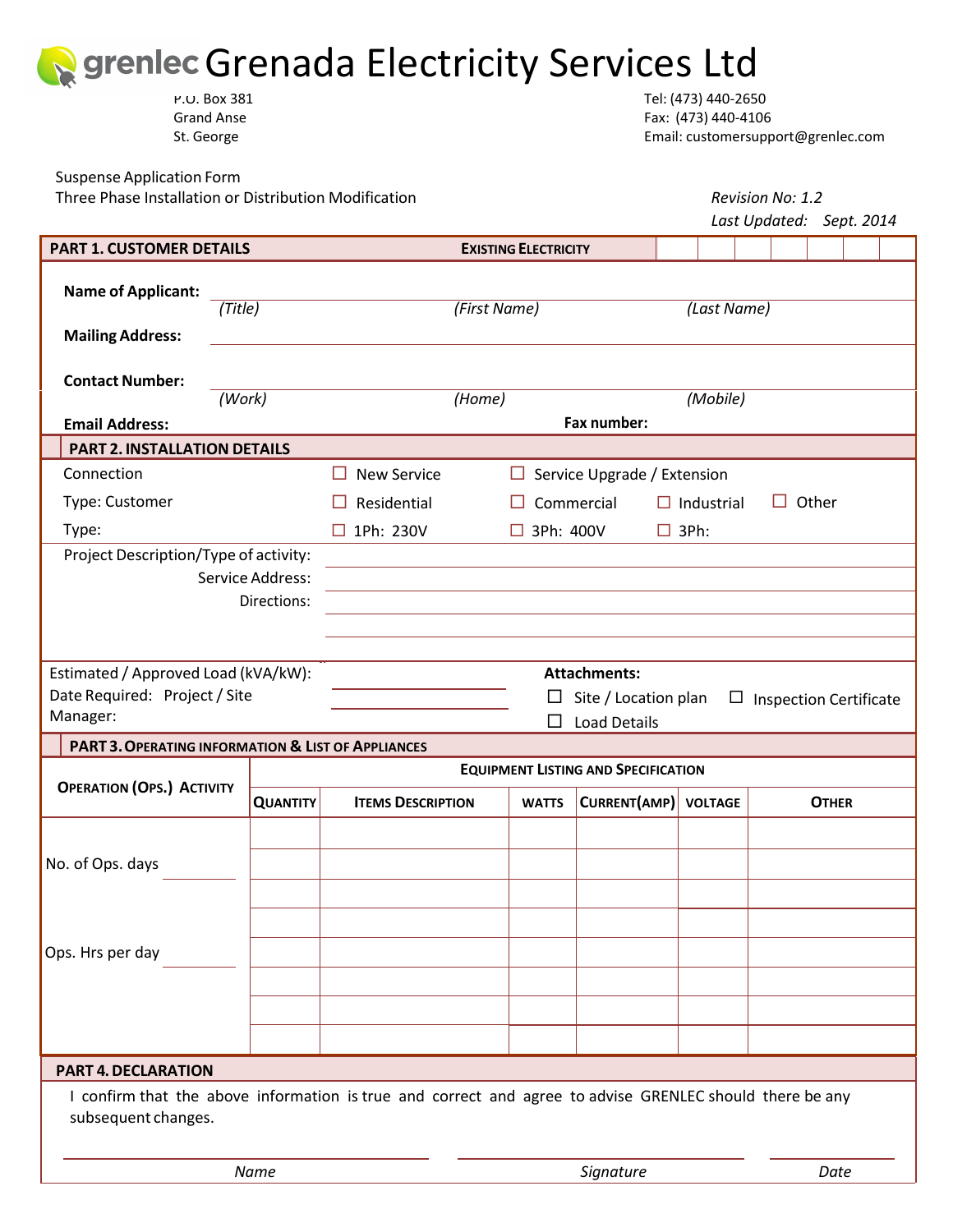# grenlec Grenada Electricity Services Ltd

P.O. Box 381
Grand Anse
St. George

Tel: (473) 440-2650
Fax: (473) 440-4106
Email: customersupport@grenlec.com

Suspense Application Form
Three Phase Installation or Distribution Modification

*Revision No: 1.2*
*Last Updated: Sept. 2014*

## PART 1. CUSTOMER DETAILS

**EXISTING ELECTRICITY** | | | | | | | |

**Name of Applicant:** ______________________
*(Title)* *(First Name)* *(Last Name)*

**Mailing Address:** ______________________

**Contact Number:** ______________________
*(Work)* *(Home)* *(Mobile)*

**Email Address:** **Fax number:**

## PART 2. INSTALLATION DETAILS

Connection ☐ New Service ☐ Service Upgrade / Extension

Type: Customer ☐ Residential ☐ Commercial ☐ Industrial ☐ Other

Type: ☐ 1Ph: 230V ☐ 3Ph: 400V ☐ 3Ph:

Project Description/Type of activity: ______________________

Service Address: ______________________

Directions: ______________________

Estimated / Approved Load (kVA/kW): ______________________

Date Required: Project / Site Manager: ______________________

**Attachments:**
☐ Site / Location plan ☐ Inspection Certificate
☐ Load Details

## PART 3. OPERATING INFORMATION & LIST OF APPLIANCES

| OPERATION (OPS.) ACTIVITY | EQUIPMENT LISTING AND SPECIFICATION | | | | | |
|---|---|---|---|---|---|---|
| | QUANTITY | ITEMS DESCRIPTION | WATTS | CURRENT(AMP) | VOLTAGE | OTHER |
| | | | | | | |
| No. of Ops. days ______ | | | | | | |
| | | | | | | |
| | | | | | | |
| Ops. Hrs per day ______ | | | | | | |
| | | | | | | |
| | | | | | | |
| | | | | | | |

## PART 4. DECLARATION

I confirm that the above information is true and correct and agree to advise GRENLEC should there be any subsequent changes.

______________________ ______________________ ______________________
*Name* *Signature* *Date*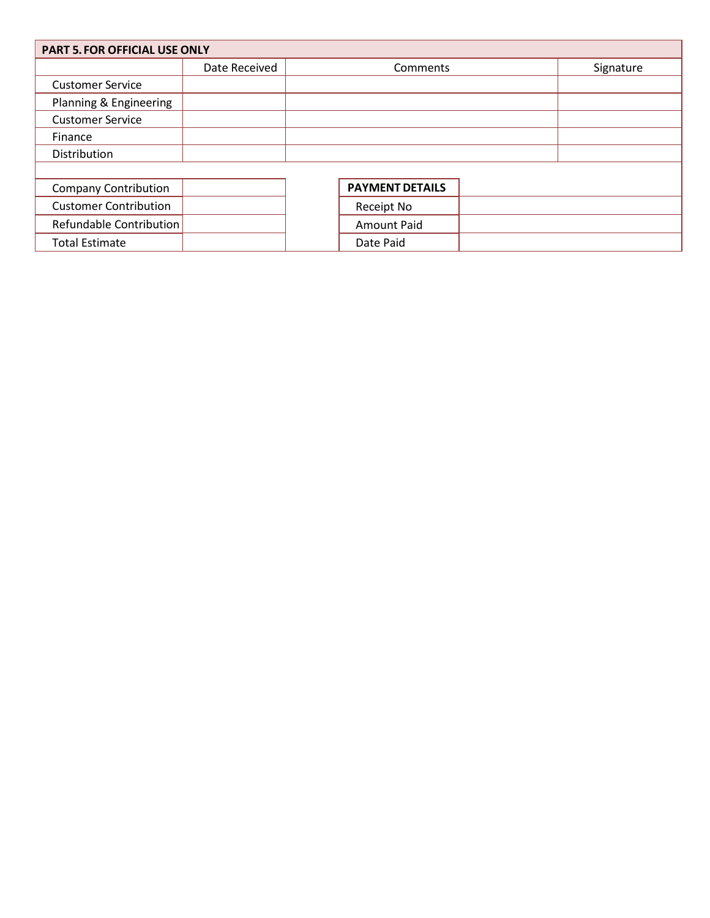## PART 5. FOR OFFICIAL USE ONLY

| | Date Received | Comments | Signature |
|---|---|---|---|
| Customer Service | | | |
| Planning & Engineering | | | |
| Customer Service | | | |
| Finance | | | |
| Distribution | | | |

| | |
|---|---|
| Company Contribution | |
| Customer Contribution | |
| Refundable Contribution | |
| Total Estimate | |

| PAYMENT DETAILS | |
|---|---|
| Receipt No | |
| Amount Paid | |
| Date Paid | |